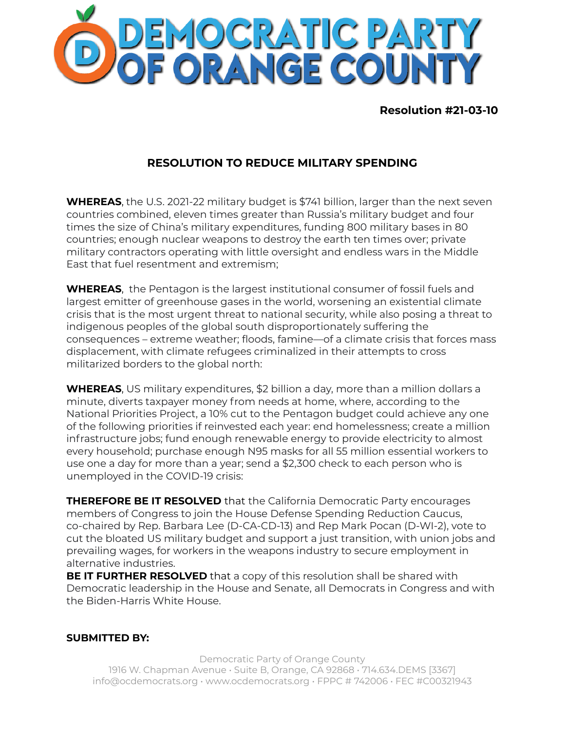# DEMOCRATIC PARTY OF ORANGE COUNTY

**Resolution #21-03-10**

## RESOLUTION TO REDUCE MILITARY SPENDING

**WHEREAS**, the U.S. 2021-22 military budget is $741 billion, larger than the next seven countries combined, eleven times greater than Russia's military budget and four times the size of China's military expenditures, funding 800 military bases in 80 countries; enough nuclear weapons to destroy the earth ten times over; private military contractors operating with little oversight and endless wars in the Middle East that fuel resentment and extremism;

**WHEREAS**, the Pentagon is the largest institutional consumer of fossil fuels and largest emitter of greenhouse gases in the world, worsening an existential climate crisis that is the most urgent threat to national security, while also posing a threat to indigenous peoples of the global south disproportionately suffering the consequences – extreme weather; floods, famine—of a climate crisis that forces mass displacement, with climate refugees criminalized in their attempts to cross militarized borders to the global north:

**WHEREAS**, US military expenditures, $2 billion a day, more than a million dollars a minute, diverts taxpayer money from needs at home, where, according to the National Priorities Project, a 10% cut to the Pentagon budget could achieve any one of the following priorities if reinvested each year: end homelessness; create a million infrastructure jobs; fund enough renewable energy to provide electricity to almost every household; purchase enough N95 masks for all 55 million essential workers to use one a day for more than a year; send a $2,300 check to each person who is unemployed in the COVID-19 crisis:

**THEREFORE BE IT RESOLVED** that the California Democratic Party encourages members of Congress to join the House Defense Spending Reduction Caucus, co-chaired by Rep. Barbara Lee (D-CA-CD-13) and Rep Mark Pocan (D-WI-2), vote to cut the bloated US military budget and support a just transition, with union jobs and prevailing wages, for workers in the weapons industry to secure employment in alternative industries.

**BE IT FURTHER RESOLVED** that a copy of this resolution shall be shared with Democratic leadership in the House and Senate, all Democrats in Congress and with the Biden-Harris White House.

**SUBMITTED BY:**

Democratic Party of Orange County
1916 W. Chapman Avenue • Suite B, Orange, CA 92868 • 714.634.DEMS [3367]
info@ocdemocrats.org • www.ocdemocrats.org • FPPC # 742006 • FEC #C00321943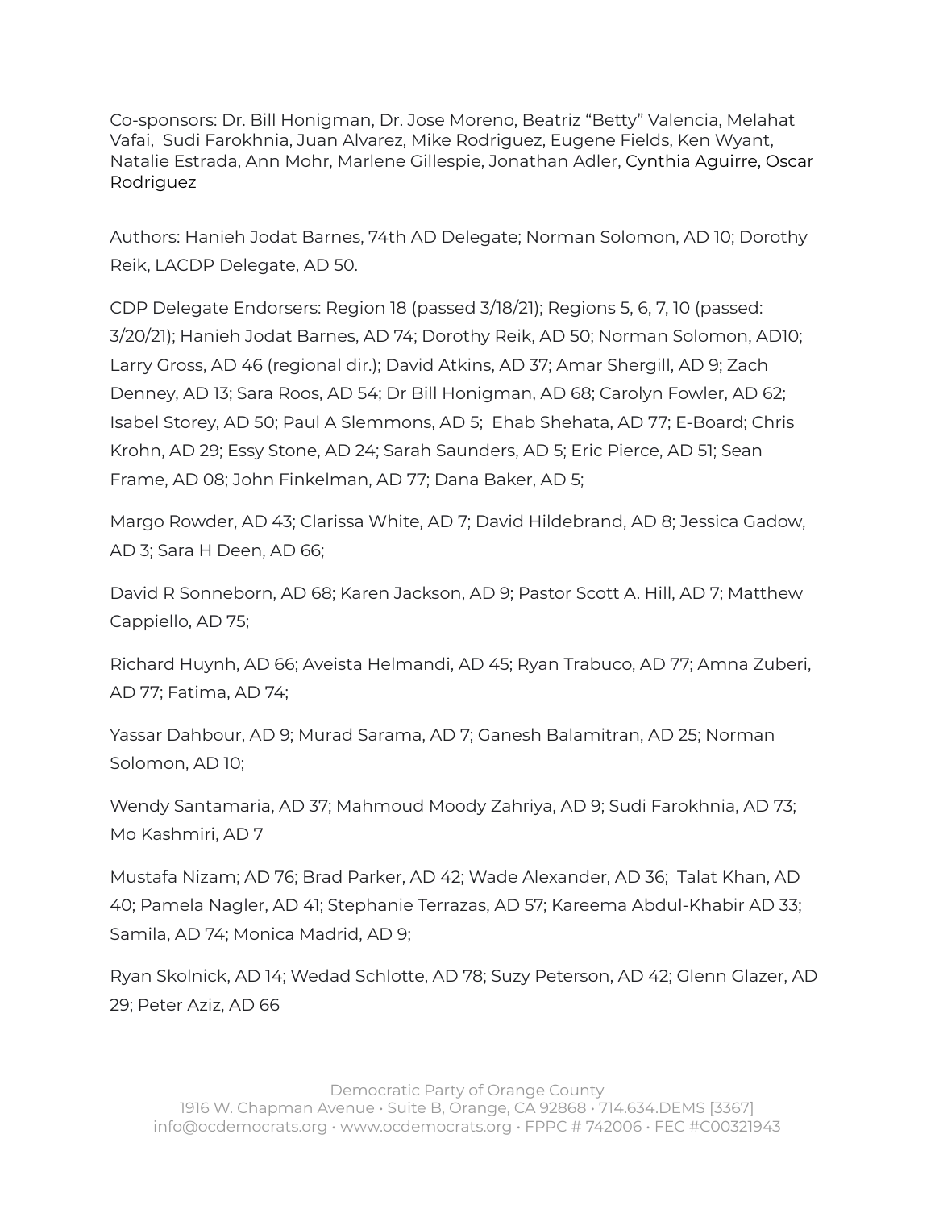Co-sponsors: Dr. Bill Honigman, Dr. Jose Moreno, Beatriz "Betty" Valencia, Melahat Vafai, Sudi Farokhnia, Juan Alvarez, Mike Rodriguez, Eugene Fields, Ken Wyant, Natalie Estrada, Ann Mohr, Marlene Gillespie, Jonathan Adler, Cynthia Aguirre, Oscar Rodriguez

Authors: Hanieh Jodat Barnes, 74th AD Delegate; Norman Solomon, AD 10; Dorothy Reik, LACDP Delegate, AD 50.

CDP Delegate Endorsers: Region 18 (passed 3/18/21); Regions 5, 6, 7, 10 (passed: 3/20/21); Hanieh Jodat Barnes, AD 74; Dorothy Reik, AD 50; Norman Solomon, AD10; Larry Gross, AD 46 (regional dir.); David Atkins, AD 37; Amar Shergill, AD 9; Zach Denney, AD 13; Sara Roos, AD 54; Dr Bill Honigman, AD 68; Carolyn Fowler, AD 62; Isabel Storey, AD 50; Paul A Slemmons, AD 5; Ehab Shehata, AD 77; E-Board; Chris Krohn, AD 29; Essy Stone, AD 24; Sarah Saunders, AD 5; Eric Pierce, AD 51; Sean Frame, AD 08; John Finkelman, AD 77; Dana Baker, AD 5;

Margo Rowder, AD 43; Clarissa White, AD 7; David Hildebrand, AD 8; Jessica Gadow, AD 3; Sara H Deen, AD 66;

David R Sonneborn, AD 68; Karen Jackson, AD 9; Pastor Scott A. Hill, AD 7; Matthew Cappiello, AD 75;

Richard Huynh, AD 66; Aveista Helmandi, AD 45; Ryan Trabuco, AD 77; Amna Zuberi, AD 77; Fatima, AD 74;

Yassar Dahbour, AD 9; Murad Sarama, AD 7; Ganesh Balamitran, AD 25; Norman Solomon, AD 10;

Wendy Santamaria, AD 37; Mahmoud Moody Zahriya, AD 9; Sudi Farokhnia, AD 73; Mo Kashmiri, AD 7

Mustafa Nizam; AD 76; Brad Parker, AD 42; Wade Alexander, AD 36; Talat Khan, AD 40; Pamela Nagler, AD 41; Stephanie Terrazas, AD 57; Kareema Abdul-Khabir AD 33; Samila, AD 74; Monica Madrid, AD 9;

Ryan Skolnick, AD 14; Wedad Schlotte, AD 78; Suzy Peterson, AD 42; Glenn Glazer, AD 29; Peter Aziz, AD 66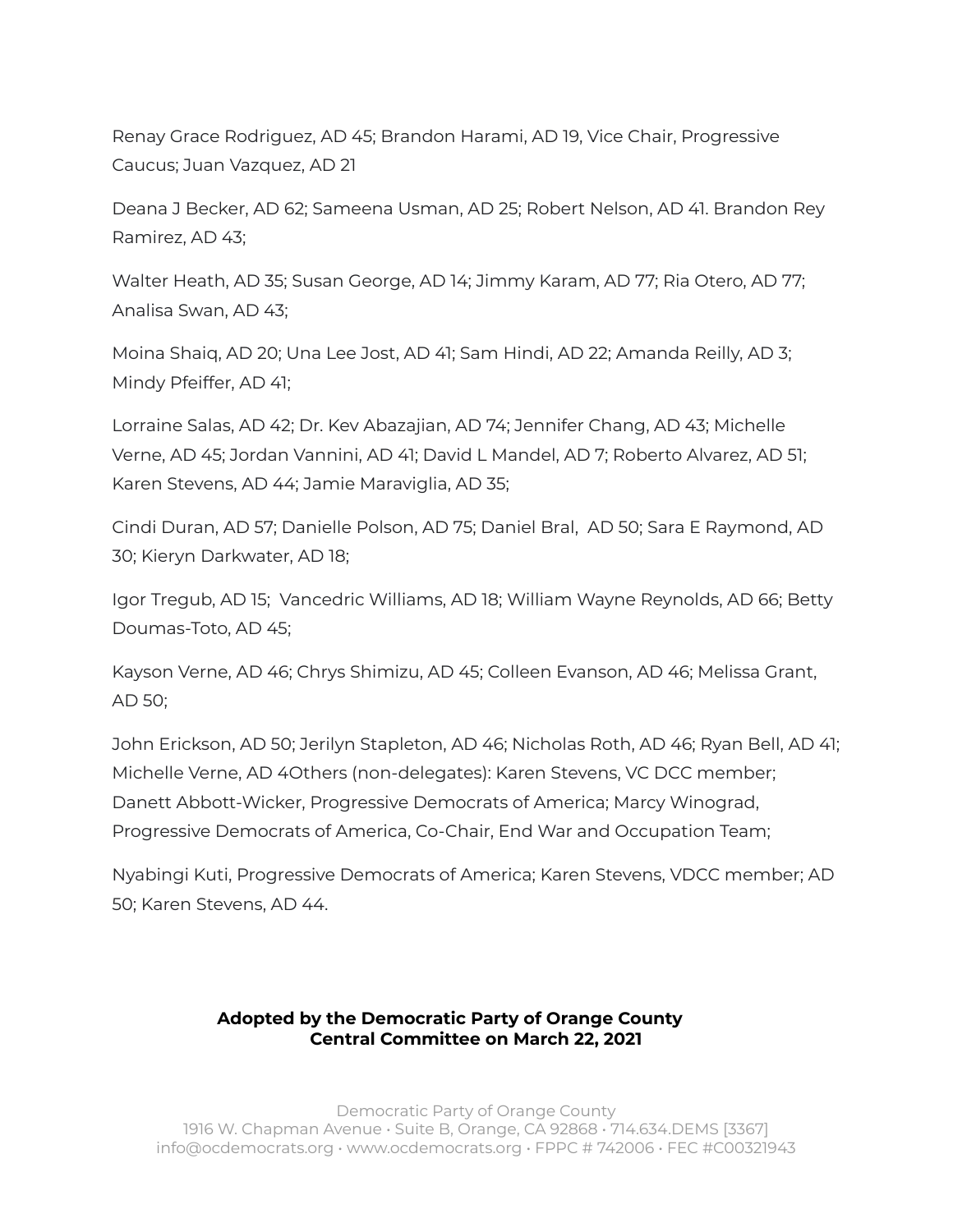Renay Grace Rodriguez, AD 45; Brandon Harami, AD 19, Vice Chair, Progressive Caucus; Juan Vazquez, AD 21

Deana J Becker, AD 62; Sameena Usman, AD 25; Robert Nelson, AD 41. Brandon Rey Ramirez, AD 43;

Walter Heath, AD 35; Susan George, AD 14; Jimmy Karam, AD 77; Ria Otero, AD 77; Analisa Swan, AD 43;

Moina Shaiq, AD 20; Una Lee Jost, AD 41; Sam Hindi, AD 22; Amanda Reilly, AD 3; Mindy Pfeiffer, AD 41;

Lorraine Salas, AD 42; Dr. Kev Abazajian, AD 74; Jennifer Chang, AD 43; Michelle Verne, AD 45; Jordan Vannini, AD 41; David L Mandel, AD 7; Roberto Alvarez, AD 51; Karen Stevens, AD 44; Jamie Maraviglia, AD 35;

Cindi Duran, AD 57; Danielle Polson, AD 75; Daniel Bral, AD 50; Sara E Raymond, AD 30; Kieryn Darkwater, AD 18;

Igor Tregub, AD 15; Vancedric Williams, AD 18; William Wayne Reynolds, AD 66; Betty Doumas-Toto, AD 45;

Kayson Verne, AD 46; Chrys Shimizu, AD 45; Colleen Evanson, AD 46; Melissa Grant, AD 50;

John Erickson, AD 50; Jerilyn Stapleton, AD 46; Nicholas Roth, AD 46; Ryan Bell, AD 41; Michelle Verne, AD 4Others (non-delegates): Karen Stevens, VC DCC member; Danett Abbott-Wicker, Progressive Democrats of America; Marcy Winograd, Progressive Democrats of America, Co-Chair, End War and Occupation Team;

Nyabingi Kuti, Progressive Democrats of America; Karen Stevens, VDCC member; AD 50; Karen Stevens, AD 44.

**Adopted by the Democratic Party of Orange County Central Committee on March 22, 2021**

Democratic Party of Orange County
1916 W. Chapman Avenue • Suite B, Orange, CA 92868 • 714.634.DEMS [3367]
info@ocdemocrats.org • www.ocdemocrats.org • FPPC # 742006 • FEC #C00321943